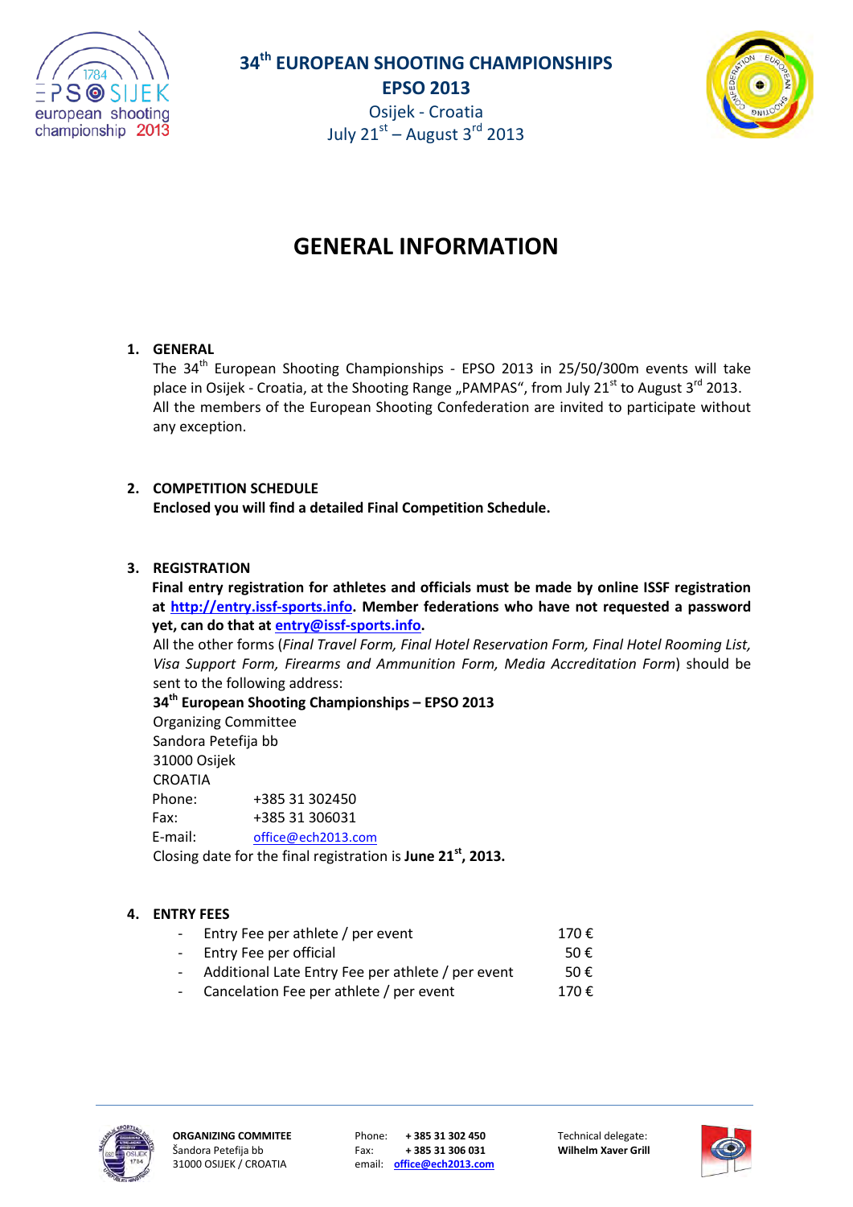# 34th EUROPEAN SHOOTING CHAMPIONSHIPS

**EPSO 2013**

Osijek - Croatia

July 21st – August 3rd 2013

# GENERAL INFORMATION

## 1. GENERAL

The 34th European Shooting Championships - EPSO 2013 in 25/50/300m events will take place in Osijek - Croatia, at the Shooting Range „PAMPAS“, from July 21st to August 3rd 2013. All the members of the European Shooting Confederation are invited to participate without any exception.

## 2. COMPETITION SCHEDULE

**Enclosed you will find a detailed Final Competition Schedule.**

## 3. REGISTRATION

**Final entry registration for athletes and officials must be made by online ISSF registration at http://entry.issf-sports.info. Member federations who have not requested a password yet, can do that at entry@issf-sports.info.**

All the other forms (*Final Travel Form, Final Hotel Reservation Form, Final Hotel Rooming List, Visa Support Form, Firearms and Ammunition Form, Media Accreditation Form*) should be sent to the following address:

**34th European Shooting Championships – EPSO 2013**
Organizing Committee
Sandora Petefija bb
31000 Osijek
CROATIA
Phone: +385 31 302450
Fax: +385 31 306031
E-mail: office@ech2013.com

Closing date for the final registration is **June 21st, 2013.**

## 4. ENTRY FEES

- Entry Fee per athlete / per event 170 €
- Entry Fee per official 50 €
- Additional Late Entry Fee per athlete / per event 50 €
- Cancelation Fee per athlete / per event 170 €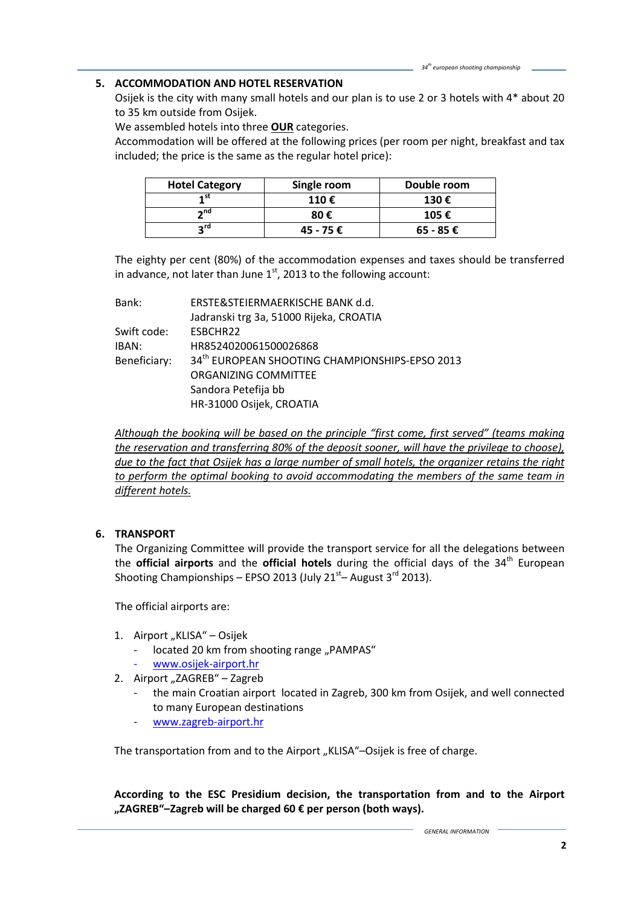## 5. ACCOMMODATION AND HOTEL RESERVATION

Osijek is the city with many small hotels and our plan is to use 2 or 3 hotels with 4* about 20 to 35 km outside from Osijek.

We assembled hotels into three **OUR** categories.

Accommodation will be offered at the following prices (per room per night, breakfast and tax included; the price is the same as the regular hotel price):

| Hotel Category | Single room | Double room |
|---|---|---|
| 1st | 110 € | 130 € |
| 2nd | 80 € | 105 € |
| 3rd | 45 - 75 € | 65 - 85 € |

The eighty per cent (80%) of the accommodation expenses and taxes should be transferred in advance, not later than June 1st, 2013 to the following account:

| | |
|---|---|
| Bank: | ERSTE&STEIERMAERKISCHE BANK d.d. |
| | Jadranski trg 3a, 51000 Rijeka, CROATIA |
| Swift code: | ESBCHR22 |
| IBAN: | HR8524020061500026868 |
| Beneficiary: | 34th EUROPEAN SHOOTING CHAMPIONSHIPS-EPSO 2013 |
| | ORGANIZING COMMITTEE |
| | Sandora Petefija bb |
| | HR-31000 Osijek, CROATIA |

*Although the booking will be based on the principle "first come, first served" (teams making the reservation and transferring 80% of the deposit sooner, will have the privilege to choose), due to the fact that Osijek has a large number of small hotels, the organizer retains the right to perform the optimal booking to avoid accommodating the members of the same team in different hotels.*

## 6. TRANSPORT

The Organizing Committee will provide the transport service for all the delegations between the **official airports** and the **official hotels** during the official days of the 34th European Shooting Championships – EPSO 2013 (July 21st– August 3rd 2013).

The official airports are:

1. Airport „KLISA" – Osijek
   - located 20 km from shooting range „PAMPAS"
   - www.osijek-airport.hr
2. Airport „ZAGREB" – Zagreb
   - the main Croatian airport located in Zagreb, 300 km from Osijek, and well connected to many European destinations
   - www.zagreb-airport.hr

The transportation from and to the Airport „KLISA"–Osijek is free of charge.

**According to the ESC Presidium decision, the transportation from and to the Airport „ZAGREB"–Zagreb will be charged 60 € per person (both ways).**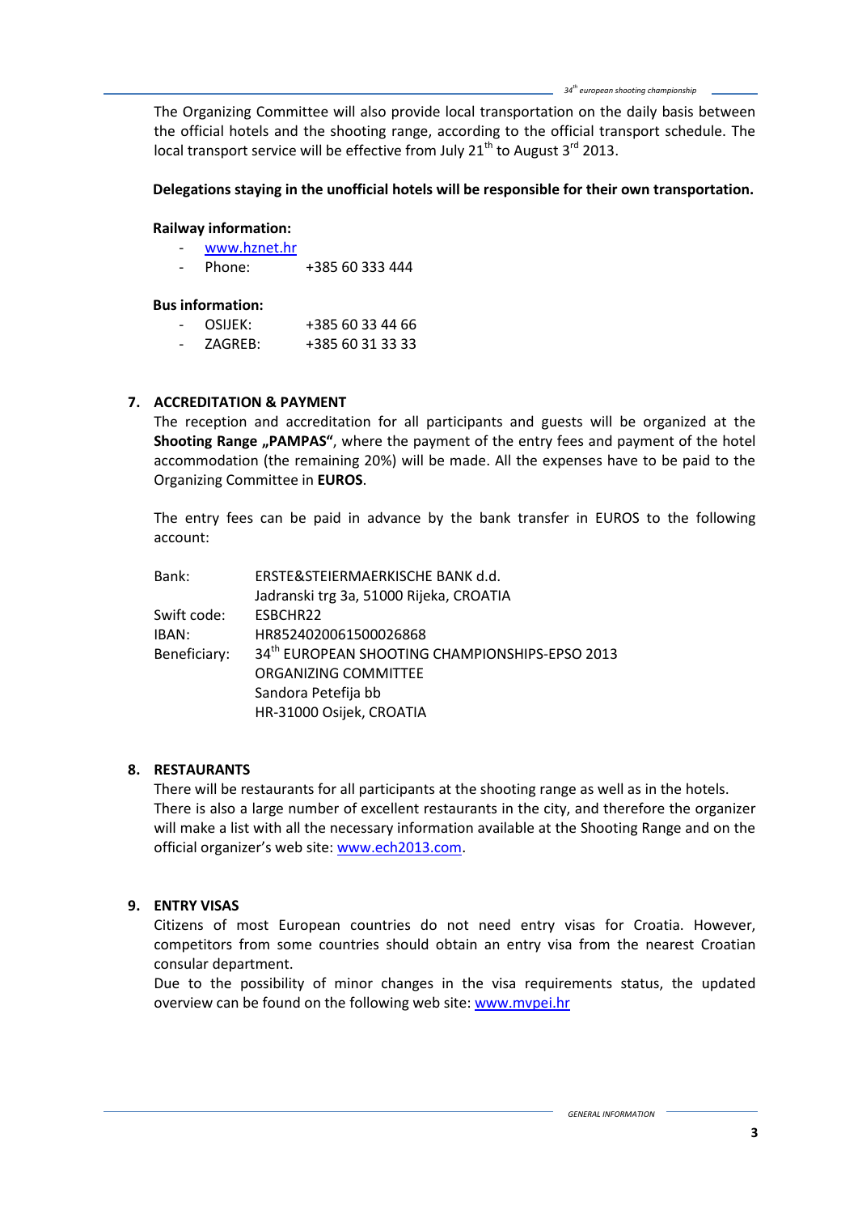The Organizing Committee will also provide local transportation on the daily basis between the official hotels and the shooting range, according to the official transport schedule. The local transport service will be effective from July 21$^{th}$ to August 3$^{rd}$ 2013.

**Delegations staying in the unofficial hotels will be responsible for their own transportation.**

**Railway information:**

- www.hznet.hr
- Phone: +385 60 333 444

**Bus information:**

- OSIJEK: +385 60 33 44 66
- ZAGREB: +385 60 31 33 33

## 7. ACCREDITATION & PAYMENT

The reception and accreditation for all participants and guests will be organized at the **Shooting Range „PAMPAS"**, where the payment of the entry fees and payment of the hotel accommodation (the remaining 20%) will be made. All the expenses have to be paid to the Organizing Committee in **EUROS**.

The entry fees can be paid in advance by the bank transfer in EUROS to the following account:

| | |
|---|---|
| Bank: | ERSTE&STEIERMAERKISCHE BANK d.d.<br>Jadranski trg 3a, 51000 Rijeka, CROATIA |
| Swift code: | ESBCHR22 |
| IBAN: | HR8524020061500026868 |
| Beneficiary: | 34$^{th}$ EUROPEAN SHOOTING CHAMPIONSHIPS-EPSO 2013<br>ORGANIZING COMMITTEE<br>Sandora Petefija bb<br>HR-31000 Osijek, CROATIA |

## 8. RESTAURANTS

There will be restaurants for all participants at the shooting range as well as in the hotels. There is also a large number of excellent restaurants in the city, and therefore the organizer will make a list with all the necessary information available at the Shooting Range and on the official organizer's web site: www.ech2013.com.

## 9. ENTRY VISAS

Citizens of most European countries do not need entry visas for Croatia. However, competitors from some countries should obtain an entry visa from the nearest Croatian consular department.

Due to the possibility of minor changes in the visa requirements status, the updated overview can be found on the following web site: www.mvpei.hr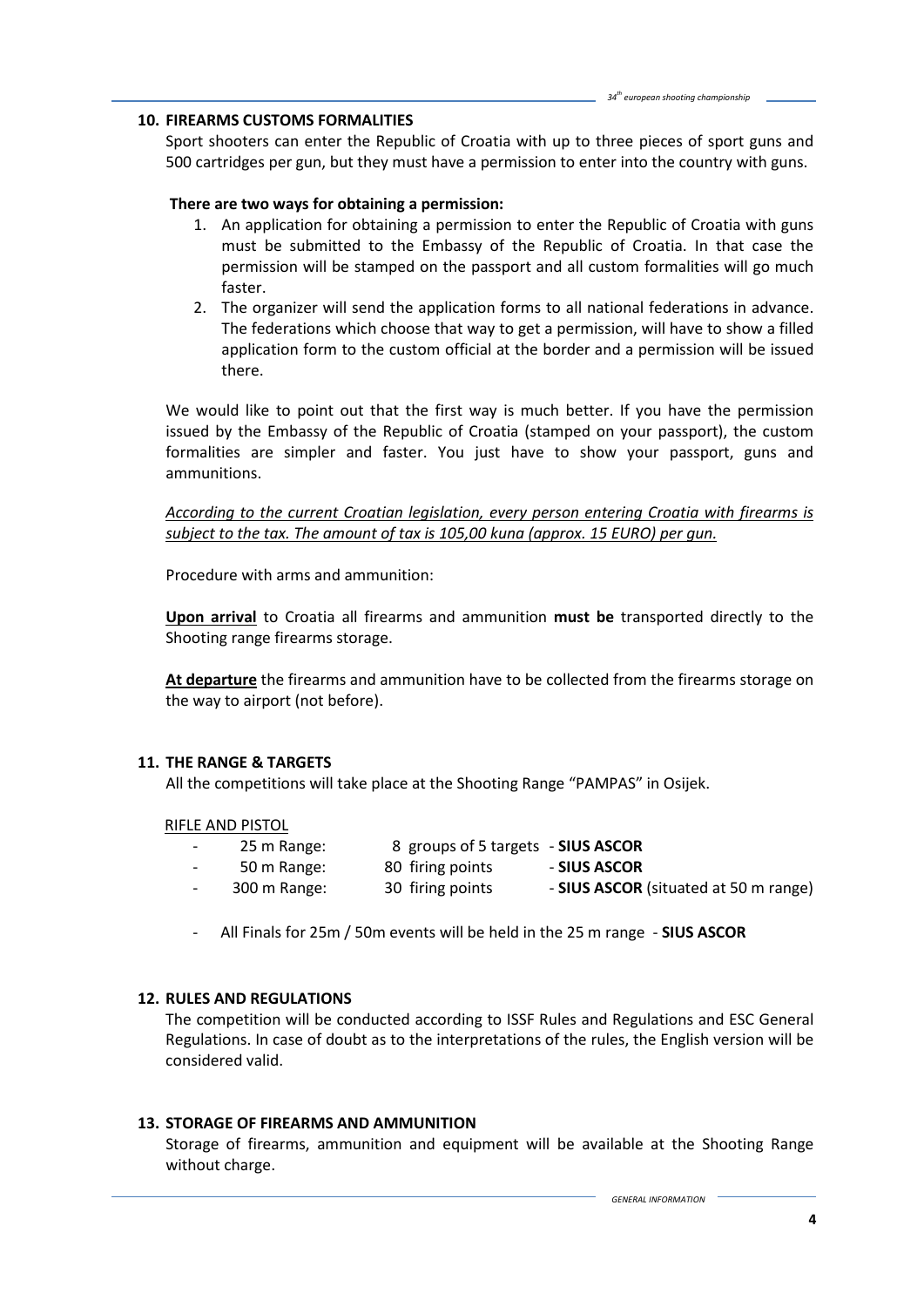## 10. FIREARMS CUSTOMS FORMALITIES

Sport shooters can enter the Republic of Croatia with up to three pieces of sport guns and 500 cartridges per gun, but they must have a permission to enter into the country with guns.

**There are two ways for obtaining a permission:**

1. An application for obtaining a permission to enter the Republic of Croatia with guns must be submitted to the Embassy of the Republic of Croatia. In that case the permission will be stamped on the passport and all custom formalities will go much faster.
2. The organizer will send the application forms to all national federations in advance. The federations which choose that way to get a permission, will have to show a filled application form to the custom official at the border and a permission will be issued there.

We would like to point out that the first way is much better. If you have the permission issued by the Embassy of the Republic of Croatia (stamped on your passport), the custom formalities are simpler and faster. You just have to show your passport, guns and ammunitions.

*According to the current Croatian legislation, every person entering Croatia with firearms is subject to the tax. The amount of tax is 105,00 kuna (approx. 15 EURO) per gun.*

Procedure with arms and ammunition:

**Upon arrival** to Croatia all firearms and ammunition **must be** transported directly to the Shooting range firearms storage.

**At departure** the firearms and ammunition have to be collected from the firearms storage on the way to airport (not before).

## 11. THE RANGE & TARGETS

All the competitions will take place at the Shooting Range "PAMPAS" in Osijek.

RIFLE AND PISTOL

- 25 m Range: 8 groups of 5 targets - **SIUS ASCOR**
- 50 m Range: 80 firing points - **SIUS ASCOR**
- 300 m Range: 30 firing points - **SIUS ASCOR** (situated at 50 m range)

- All Finals for 25m / 50m events will be held in the 25 m range - **SIUS ASCOR**

## 12. RULES AND REGULATIONS

The competition will be conducted according to ISSF Rules and Regulations and ESC General Regulations. In case of doubt as to the interpretations of the rules, the English version will be considered valid.

## 13. STORAGE OF FIREARMS AND AMMUNITION

Storage of firearms, ammunition and equipment will be available at the Shooting Range without charge.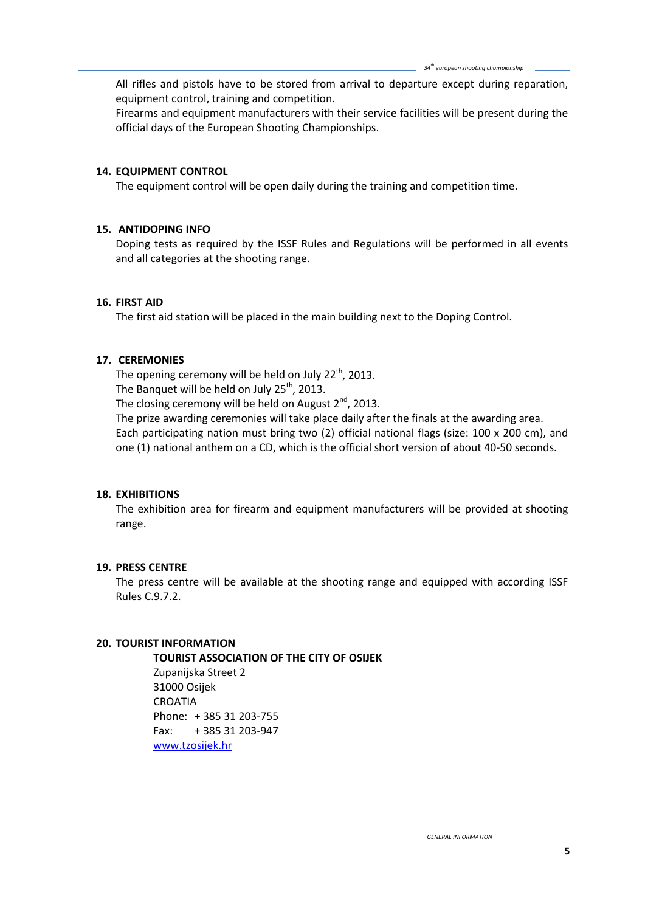All rifles and pistols have to be stored from arrival to departure except during reparation, equipment control, training and competition.

Firearms and equipment manufacturers with their service facilities will be present during the official days of the European Shooting Championships.

## 14. EQUIPMENT CONTROL

The equipment control will be open daily during the training and competition time.

## 15. ANTIDOPING INFO

Doping tests as required by the ISSF Rules and Regulations will be performed in all events and all categories at the shooting range.

## 16. FIRST AID

The first aid station will be placed in the main building next to the Doping Control.

## 17. CEREMONIES

The opening ceremony will be held on July 22nd, 2013.

The Banquet will be held on July 25th, 2013.

The closing ceremony will be held on August 2nd, 2013.

The prize awarding ceremonies will take place daily after the finals at the awarding area.

Each participating nation must bring two (2) official national flags (size: 100 x 200 cm), and one (1) national anthem on a CD, which is the official short version of about 40-50 seconds.

## 18. EXHIBITIONS

The exhibition area for firearm and equipment manufacturers will be provided at shooting range.

## 19. PRESS CENTRE

The press centre will be available at the shooting range and equipped with according ISSF Rules C.9.7.2.

## 20. TOURIST INFORMATION

**TOURIST ASSOCIATION OF THE CITY OF OSIJEK**
Zupanijska Street 2
31000 Osijek
CROATIA
Phone: + 385 31 203-755
Fax: + 385 31 203-947
[www.tzosijek.hr](www.tzosijek.hr)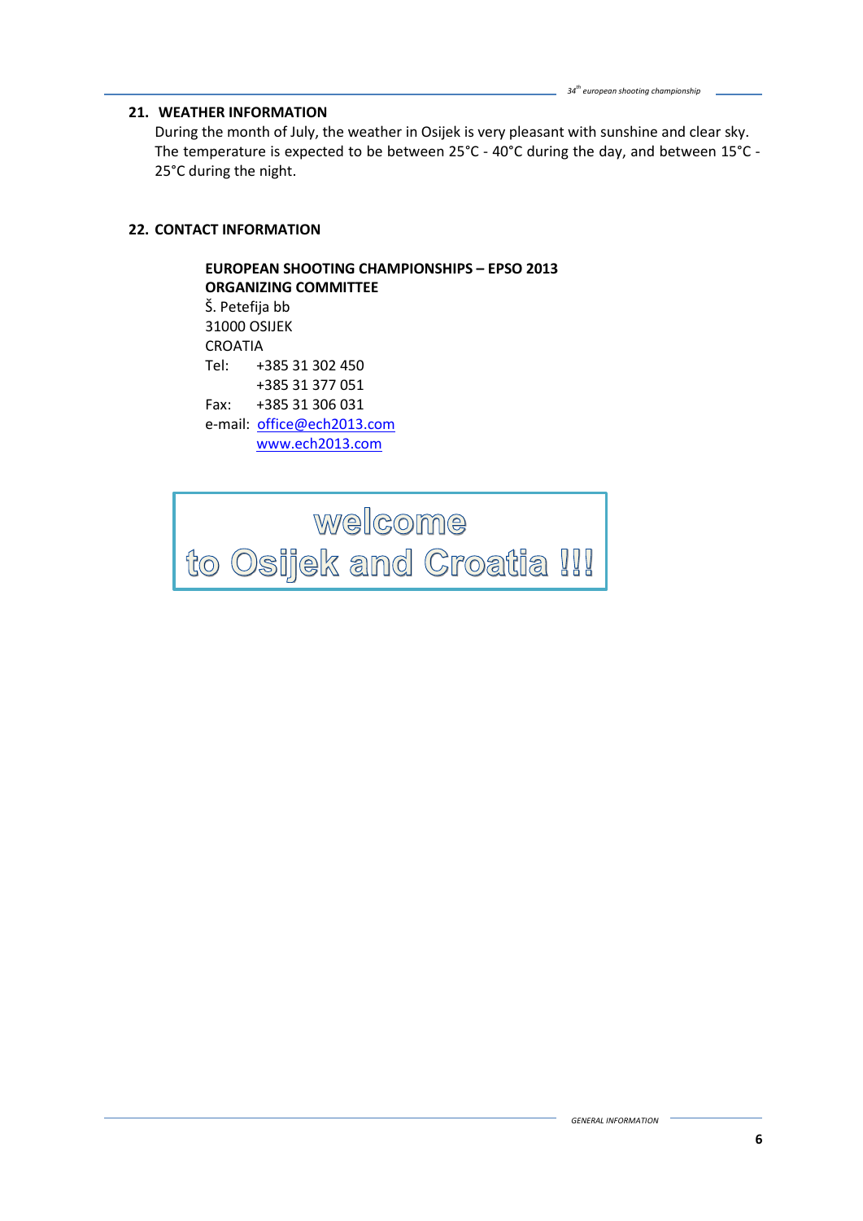## 21. WEATHER INFORMATION

During the month of July, the weather in Osijek is very pleasant with sunshine and clear sky. The temperature is expected to be between 25°C - 40°C during the day, and between 15°C - 25°C during the night.

## 22. CONTACT INFORMATION

**EUROPEAN SHOOTING CHAMPIONSHIPS – EPSO 2013**
**ORGANIZING COMMITTEE**
Š. Petefija bb
31000 OSIJEK
CROATIA
Tel: +385 31 302 450
+385 31 377 051
Fax: +385 31 306 031
e-mail: office@ech2013.com
www.ech2013.com

welcome
to Osijek and Croatia !!!